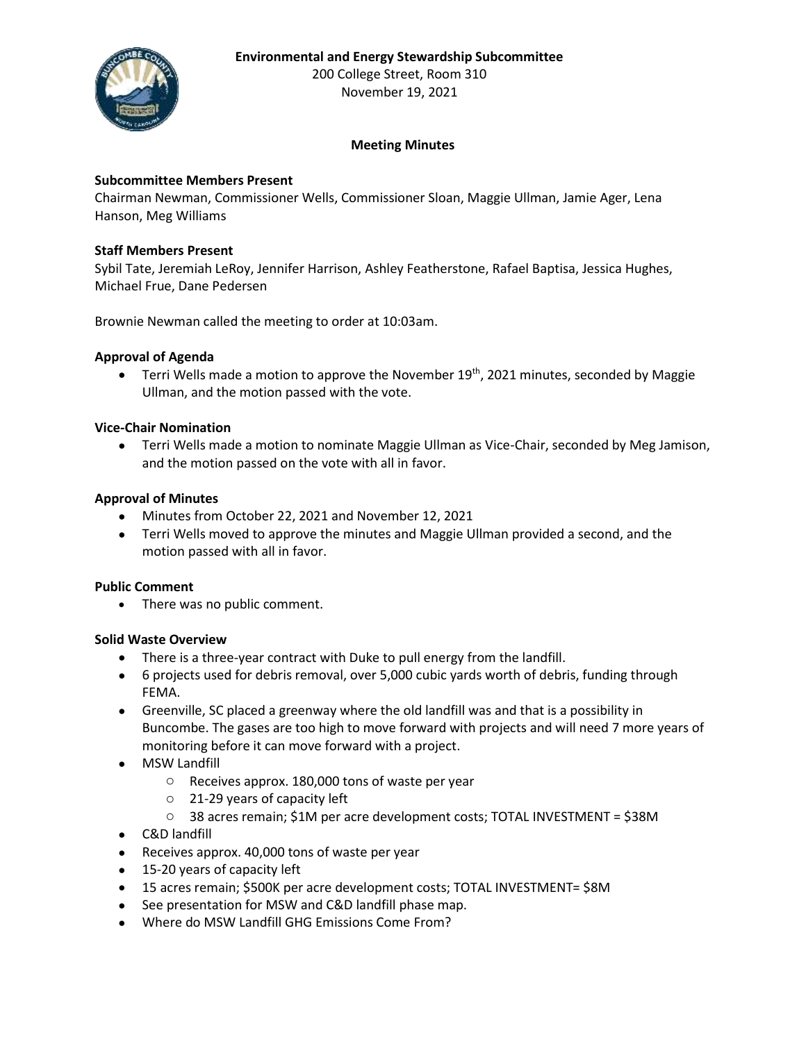**Environmental and Energy Stewardship Subcommittee**
200 College Street, Room 310
November 19, 2021

**Meeting Minutes**

**Subcommittee Members Present**
Chairman Newman, Commissioner Wells, Commissioner Sloan, Maggie Ullman, Jamie Ager, Lena Hanson, Meg Williams

**Staff Members Present**
Sybil Tate, Jeremiah LeRoy, Jennifer Harrison, Ashley Featherstone, Rafael Baptisa, Jessica Hughes, Michael Frue, Dane Pedersen

Brownie Newman called the meeting to order at 10:03am.

**Approval of Agenda**

- Terri Wells made a motion to approve the November 19th, 2021 minutes, seconded by Maggie Ullman, and the motion passed with the vote.

**Vice-Chair Nomination**

- Terri Wells made a motion to nominate Maggie Ullman as Vice-Chair, seconded by Meg Jamison, and the motion passed on the vote with all in favor.

**Approval of Minutes**

- Minutes from October 22, 2021 and November 12, 2021
- Terri Wells moved to approve the minutes and Maggie Ullman provided a second, and the motion passed with all in favor.

**Public Comment**

- There was no public comment.

**Solid Waste Overview**

- There is a three-year contract with Duke to pull energy from the landfill.
- 6 projects used for debris removal, over 5,000 cubic yards worth of debris, funding through FEMA.
- Greenville, SC placed a greenway where the old landfill was and that is a possibility in Buncombe. The gases are too high to move forward with projects and will need 7 more years of monitoring before it can move forward with a project.
- MSW Landfill
  - Receives approx. 180,000 tons of waste per year
  - 21-29 years of capacity left
  - 38 acres remain; $1M per acre development costs; TOTAL INVESTMENT = $38M
- C&D landfill
- Receives approx. 40,000 tons of waste per year
- 15-20 years of capacity left
- 15 acres remain; $500K per acre development costs; TOTAL INVESTMENT= $8M
- See presentation for MSW and C&D landfill phase map.
- Where do MSW Landfill GHG Emissions Come From?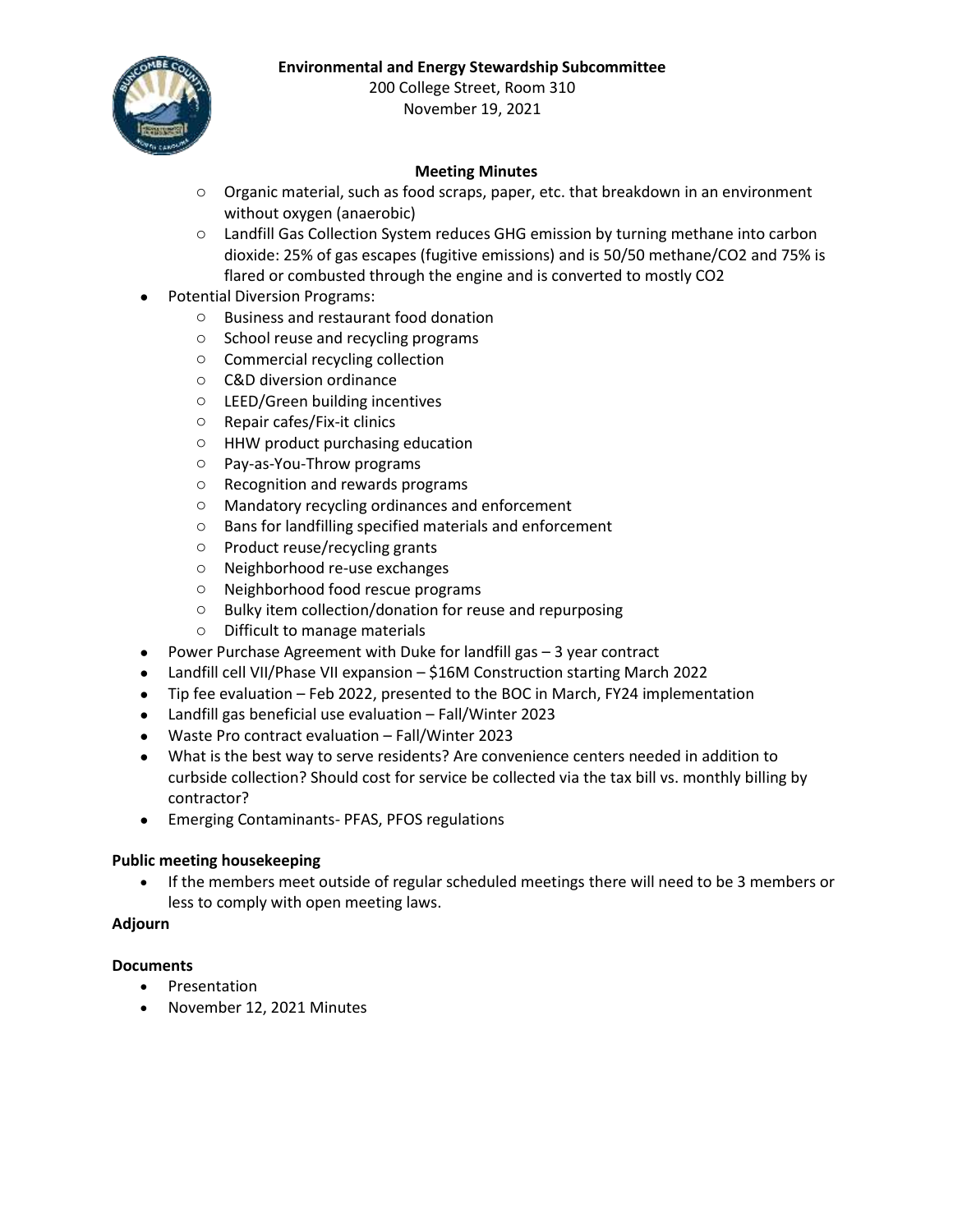**Environmental and Energy Stewardship Subcommittee**
200 College Street, Room 310
November 19, 2021

**Meeting Minutes**

- Organic material, such as food scraps, paper, etc. that breakdown in an environment without oxygen (anaerobic)
- Landfill Gas Collection System reduces GHG emission by turning methane into carbon dioxide: 25% of gas escapes (fugitive emissions) and is 50/50 methane/$CO_2$ and 75% is flared or combusted through the engine and is converted to mostly $CO_2$

- Potential Diversion Programs:
  - Business and restaurant food donation
  - School reuse and recycling programs
  - Commercial recycling collection
  - C&D diversion ordinance
  - LEED/Green building incentives
  - Repair cafes/Fix-it clinics
  - HHW product purchasing education
  - Pay-as-You-Throw programs
  - Recognition and rewards programs
  - Mandatory recycling ordinances and enforcement
  - Bans for landfilling specified materials and enforcement
  - Product reuse/recycling grants
  - Neighborhood re-use exchanges
  - Neighborhood food rescue programs
  - Bulky item collection/donation for reuse and repurposing
  - Difficult to manage materials
- Power Purchase Agreement with Duke for landfill gas – 3 year contract
- Landfill cell VII/Phase VII expansion – $16M Construction starting March 2022
- Tip fee evaluation – Feb 2022, presented to the BOC in March, FY24 implementation
- Landfill gas beneficial use evaluation – Fall/Winter 2023
- Waste Pro contract evaluation – Fall/Winter 2023
- What is the best way to serve residents? Are convenience centers needed in addition to curbside collection? Should cost for service be collected via the tax bill vs. monthly billing by contractor?
- Emerging Contaminants- PFAS, PFOS regulations

**Public meeting housekeeping**

- If the members meet outside of regular scheduled meetings there will need to be 3 members or less to comply with open meeting laws.

**Adjourn**

**Documents**

- Presentation
- November 12, 2021 Minutes